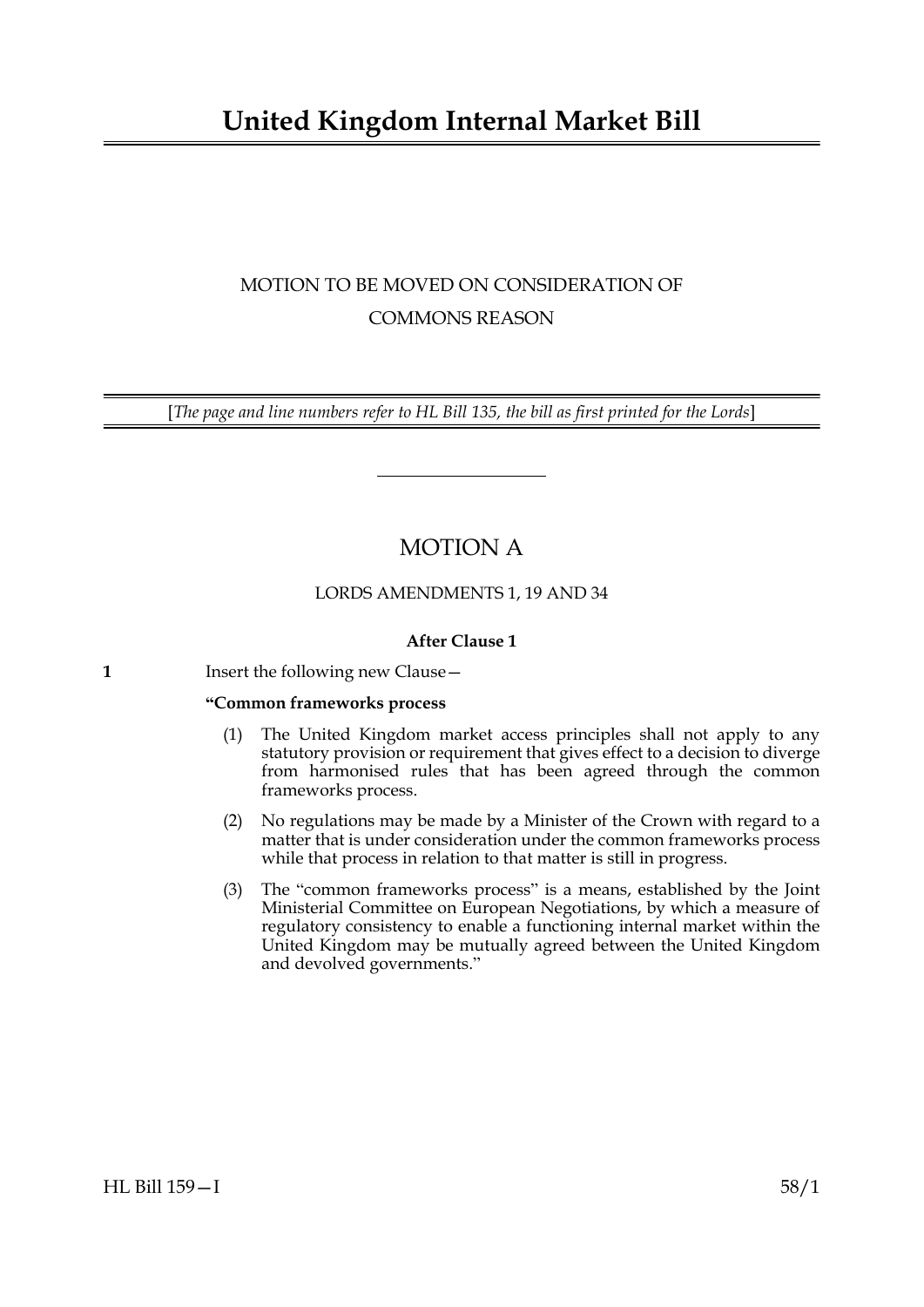# United Kingdom Internal Market Bill

MOTION TO BE MOVED ON CONSIDERATION OF COMMONS REASON

[*The page and line numbers refer to HL Bill 135, the bill as first printed for the Lords*]

## MOTION A

LORDS AMENDMENTS 1, 19 AND 34

**After Clause 1**

**1** Insert the following new Clause—

**"Common frameworks process**

(1) The United Kingdom market access principles shall not apply to any statutory provision or requirement that gives effect to a decision to diverge from harmonised rules that has been agreed through the common frameworks process.

(2) No regulations may be made by a Minister of the Crown with regard to a matter that is under consideration under the common frameworks process while that process in relation to that matter is still in progress.

(3) The "common frameworks process" is a means, established by the Joint Ministerial Committee on European Negotiations, by which a measure of regulatory consistency to enable a functioning internal market within the United Kingdom may be mutually agreed between the United Kingdom and devolved governments."

HL Bill 159—I 58/1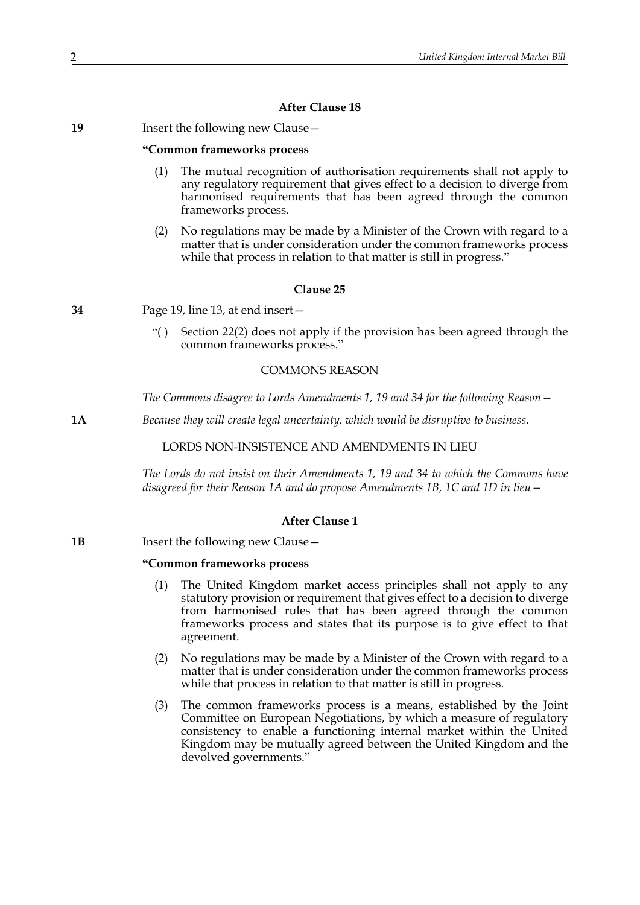**After Clause 18**

**19** Insert the following new Clause—

**"Common frameworks process**

(1) The mutual recognition of authorisation requirements shall not apply to any regulatory requirement that gives effect to a decision to diverge from harmonised requirements that has been agreed through the common frameworks process.

(2) No regulations may be made by a Minister of the Crown with regard to a matter that is under consideration under the common frameworks process while that process in relation to that matter is still in progress."

**Clause 25**

**34** Page 19, line 13, at end insert—

"( ) Section 22(2) does not apply if the provision has been agreed through the common frameworks process."

COMMONS REASON

*The Commons disagree to Lords Amendments 1, 19 and 34 for the following Reason—*

**1A** *Because they will create legal uncertainty, which would be disruptive to business.*

LORDS NON-INSISTENCE AND AMENDMENTS IN LIEU

*The Lords do not insist on their Amendments 1, 19 and 34 to which the Commons have disagreed for their Reason 1A and do propose Amendments 1B, 1C and 1D in lieu—*

**After Clause 1**

**1B** Insert the following new Clause—

**"Common frameworks process**

(1) The United Kingdom market access principles shall not apply to any statutory provision or requirement that gives effect to a decision to diverge from harmonised rules that has been agreed through the common frameworks process and states that its purpose is to give effect to that agreement.

(2) No regulations may be made by a Minister of the Crown with regard to a matter that is under consideration under the common frameworks process while that process in relation to that matter is still in progress.

(3) The common frameworks process is a means, established by the Joint Committee on European Negotiations, by which a measure of regulatory consistency to enable a functioning internal market within the United Kingdom may be mutually agreed between the United Kingdom and the devolved governments."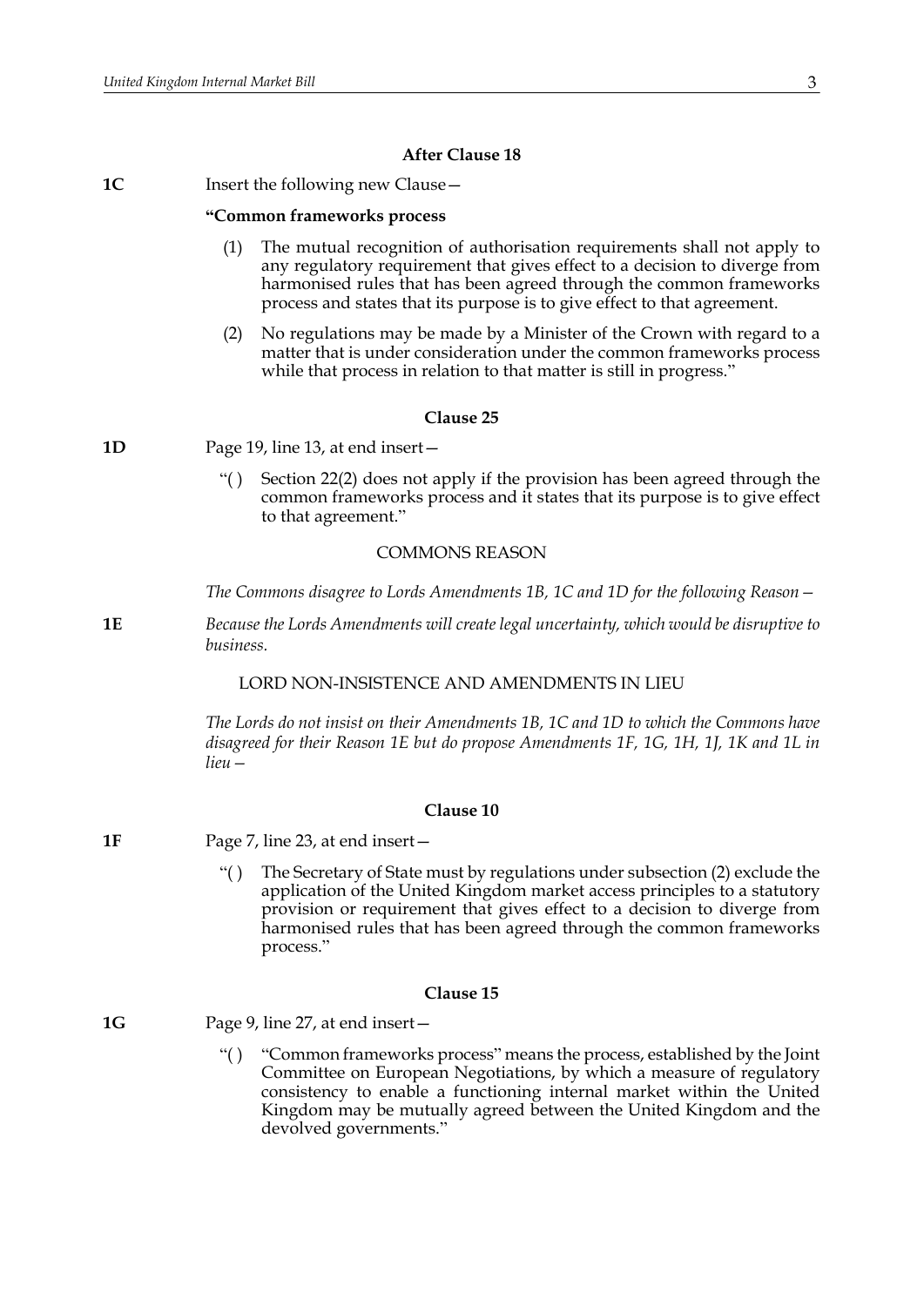**After Clause 18**

**1C** Insert the following new Clause—

**"Common frameworks process**

(1) The mutual recognition of authorisation requirements shall not apply to any regulatory requirement that gives effect to a decision to diverge from harmonised rules that has been agreed through the common frameworks process and states that its purpose is to give effect to that agreement.

(2) No regulations may be made by a Minister of the Crown with regard to a matter that is under consideration under the common frameworks process while that process in relation to that matter is still in progress."

**Clause 25**

**1D** Page 19, line 13, at end insert—

"( ) Section 22(2) does not apply if the provision has been agreed through the common frameworks process and it states that its purpose is to give effect to that agreement."

COMMONS REASON

*The Commons disagree to Lords Amendments 1B, 1C and 1D for the following Reason—*

**1E** *Because the Lords Amendments will create legal uncertainty, which would be disruptive to business.*

LORD NON-INSISTENCE AND AMENDMENTS IN LIEU

*The Lords do not insist on their Amendments 1B, 1C and 1D to which the Commons have disagreed for their Reason 1E but do propose Amendments 1F, 1G, 1H, 1J, 1K and 1L in lieu—*

**Clause 10**

**1F** Page 7, line 23, at end insert—

"( ) The Secretary of State must by regulations under subsection (2) exclude the application of the United Kingdom market access principles to a statutory provision or requirement that gives effect to a decision to diverge from harmonised rules that has been agreed through the common frameworks process."

**Clause 15**

**1G** Page 9, line 27, at end insert—

"( ) "Common frameworks process" means the process, established by the Joint Committee on European Negotiations, by which a measure of regulatory consistency to enable a functioning internal market within the United Kingdom may be mutually agreed between the United Kingdom and the devolved governments."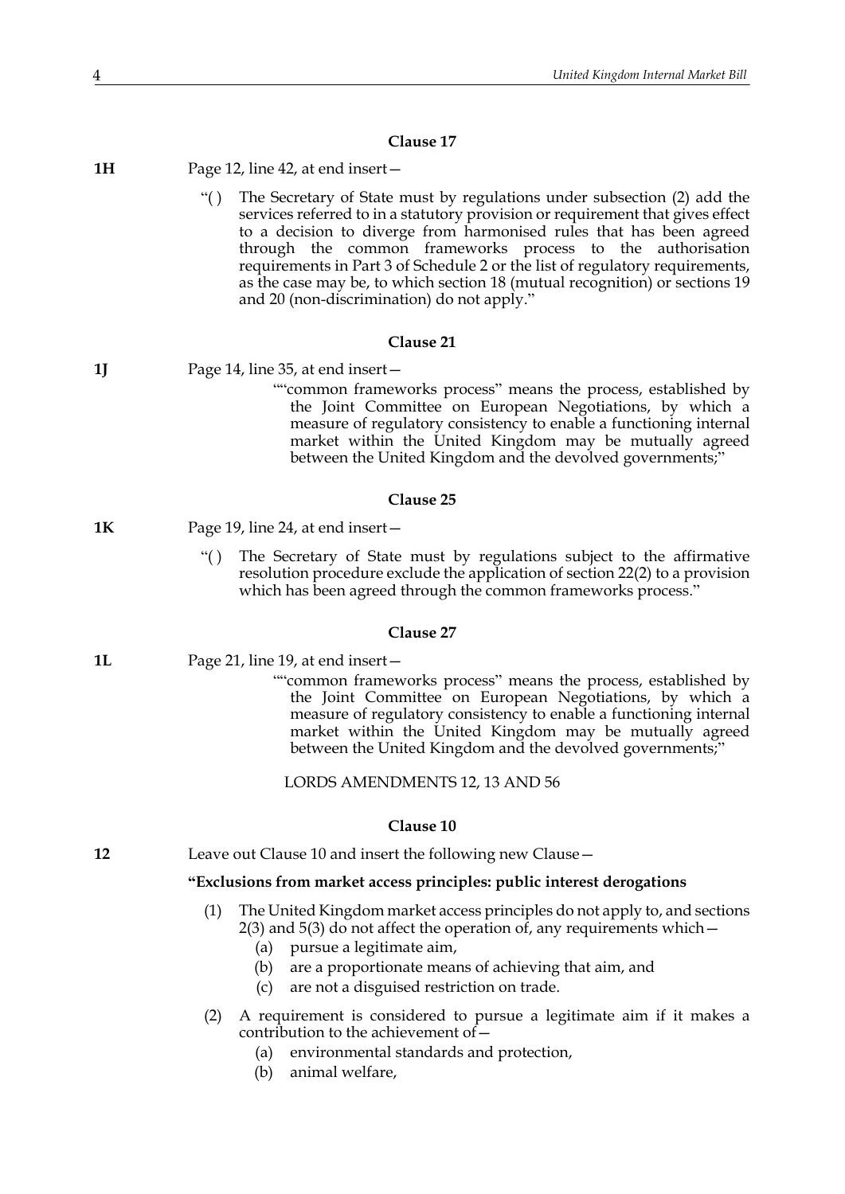**Clause 17**

**1H** Page 12, line 42, at end insert—

"( ) The Secretary of State must by regulations under subsection (2) add the services referred to in a statutory provision or requirement that gives effect to a decision to diverge from harmonised rules that has been agreed through the common frameworks process to the authorisation requirements in Part 3 of Schedule 2 or the list of regulatory requirements, as the case may be, to which section 18 (mutual recognition) or sections 19 and 20 (non-discrimination) do not apply."

**Clause 21**

**1J** Page 14, line 35, at end insert—

""common frameworks process" means the process, established by the Joint Committee on European Negotiations, by which a measure of regulatory consistency to enable a functioning internal market within the United Kingdom may be mutually agreed between the United Kingdom and the devolved governments;"

**Clause 25**

**1K** Page 19, line 24, at end insert—

"( ) The Secretary of State must by regulations subject to the affirmative resolution procedure exclude the application of section 22(2) to a provision which has been agreed through the common frameworks process."

**Clause 27**

**1L** Page 21, line 19, at end insert—

""common frameworks process" means the process, established by the Joint Committee on European Negotiations, by which a measure of regulatory consistency to enable a functioning internal market within the United Kingdom may be mutually agreed between the United Kingdom and the devolved governments;"

LORDS AMENDMENTS 12, 13 AND 56

**Clause 10**

**12** Leave out Clause 10 and insert the following new Clause—

**"Exclusions from market access principles: public interest derogations**

(1) The United Kingdom market access principles do not apply to, and sections 2(3) and 5(3) do not affect the operation of, any requirements which—

(a) pursue a legitimate aim,

(b) are a proportionate means of achieving that aim, and

(c) are not a disguised restriction on trade.

(2) A requirement is considered to pursue a legitimate aim if it makes a contribution to the achievement of—

(a) environmental standards and protection,

(b) animal welfare,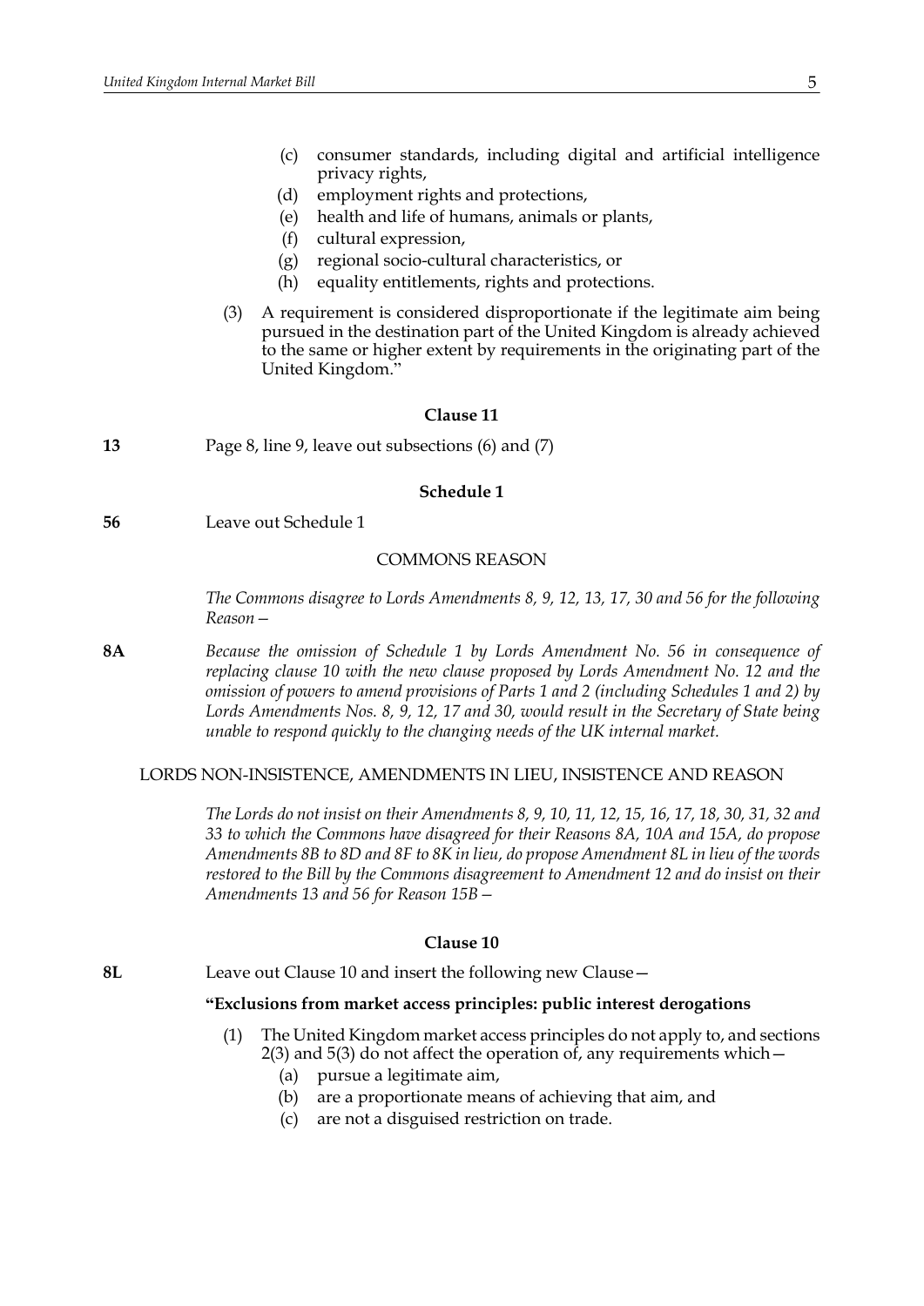(c) consumer standards, including digital and artificial intelligence privacy rights,

(d) employment rights and protections,

(e) health and life of humans, animals or plants,

(f) cultural expression,

(g) regional socio-cultural characteristics, or

(h) equality entitlements, rights and protections.

(3) A requirement is considered disproportionate if the legitimate aim being pursued in the destination part of the United Kingdom is already achieved to the same or higher extent by requirements in the originating part of the United Kingdom."

**Clause 11**

**13** Page 8, line 9, leave out subsections (6) and (7)

**Schedule 1**

**56** Leave out Schedule 1

COMMONS REASON

*The Commons disagree to Lords Amendments 8, 9, 12, 13, 17, 30 and 56 for the following Reason—*

**8A** *Because the omission of Schedule 1 by Lords Amendment No. 56 in consequence of replacing clause 10 with the new clause proposed by Lords Amendment No. 12 and the omission of powers to amend provisions of Parts 1 and 2 (including Schedules 1 and 2) by Lords Amendments Nos. 8, 9, 12, 17 and 30, would result in the Secretary of State being unable to respond quickly to the changing needs of the UK internal market.*

LORDS NON-INSISTENCE, AMENDMENTS IN LIEU, INSISTENCE AND REASON

*The Lords do not insist on their Amendments 8, 9, 10, 11, 12, 15, 16, 17, 18, 30, 31, 32 and 33 to which the Commons have disagreed for their Reasons 8A, 10A and 15A, do propose Amendments 8B to 8D and 8F to 8K in lieu, do propose Amendment 8L in lieu of the words restored to the Bill by the Commons disagreement to Amendment 12 and do insist on their Amendments 13 and 56 for Reason 15B—*

**Clause 10**

**8L** Leave out Clause 10 and insert the following new Clause—

**"Exclusions from market access principles: public interest derogations**

(1) The United Kingdom market access principles do not apply to, and sections 2(3) and 5(3) do not affect the operation of, any requirements which—

(a) pursue a legitimate aim,

(b) are a proportionate means of achieving that aim, and

(c) are not a disguised restriction on trade.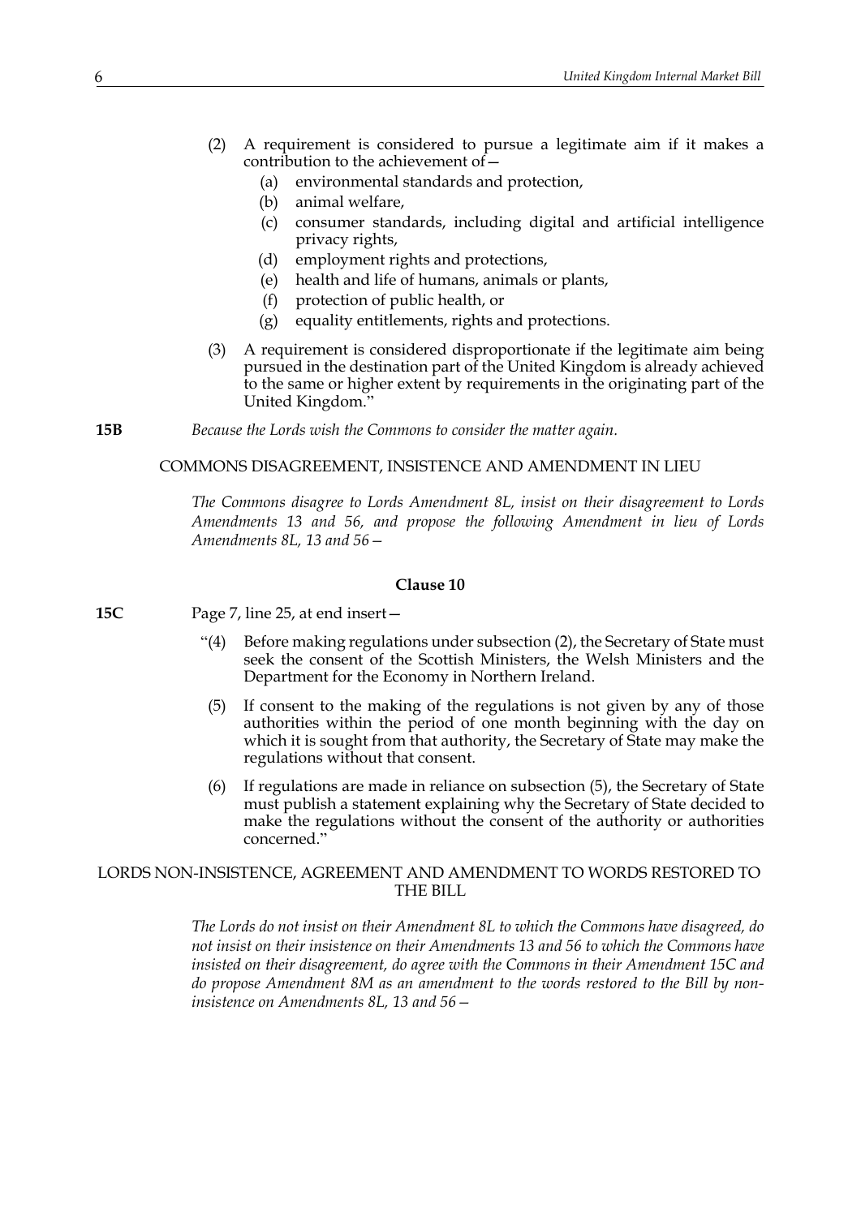(2) A requirement is considered to pursue a legitimate aim if it makes a contribution to the achievement of—

(a) environmental standards and protection,

(b) animal welfare,

(c) consumer standards, including digital and artificial intelligence privacy rights,

(d) employment rights and protections,

(e) health and life of humans, animals or plants,

(f) protection of public health, or

(g) equality entitlements, rights and protections.

(3) A requirement is considered disproportionate if the legitimate aim being pursued in the destination part of the United Kingdom is already achieved to the same or higher extent by requirements in the originating part of the United Kingdom."

**15B** *Because the Lords wish the Commons to consider the matter again.*

COMMONS DISAGREEMENT, INSISTENCE AND AMENDMENT IN LIEU

*The Commons disagree to Lords Amendment 8L, insist on their disagreement to Lords Amendments 13 and 56, and propose the following Amendment in lieu of Lords Amendments 8L, 13 and 56—*

**Clause 10**

**15C** Page 7, line 25, at end insert—

"(4) Before making regulations under subsection (2), the Secretary of State must seek the consent of the Scottish Ministers, the Welsh Ministers and the Department for the Economy in Northern Ireland.

(5) If consent to the making of the regulations is not given by any of those authorities within the period of one month beginning with the day on which it is sought from that authority, the Secretary of State may make the regulations without that consent.

(6) If regulations are made in reliance on subsection (5), the Secretary of State must publish a statement explaining why the Secretary of State decided to make the regulations without the consent of the authority or authorities concerned."

LORDS NON-INSISTENCE, AGREEMENT AND AMENDMENT TO WORDS RESTORED TO THE BILL

*The Lords do not insist on their Amendment 8L to which the Commons have disagreed, do not insist on their insistence on their Amendments 13 and 56 to which the Commons have insisted on their disagreement, do agree with the Commons in their Amendment 15C and do propose Amendment 8M as an amendment to the words restored to the Bill by non-insistence on Amendments 8L, 13 and 56—*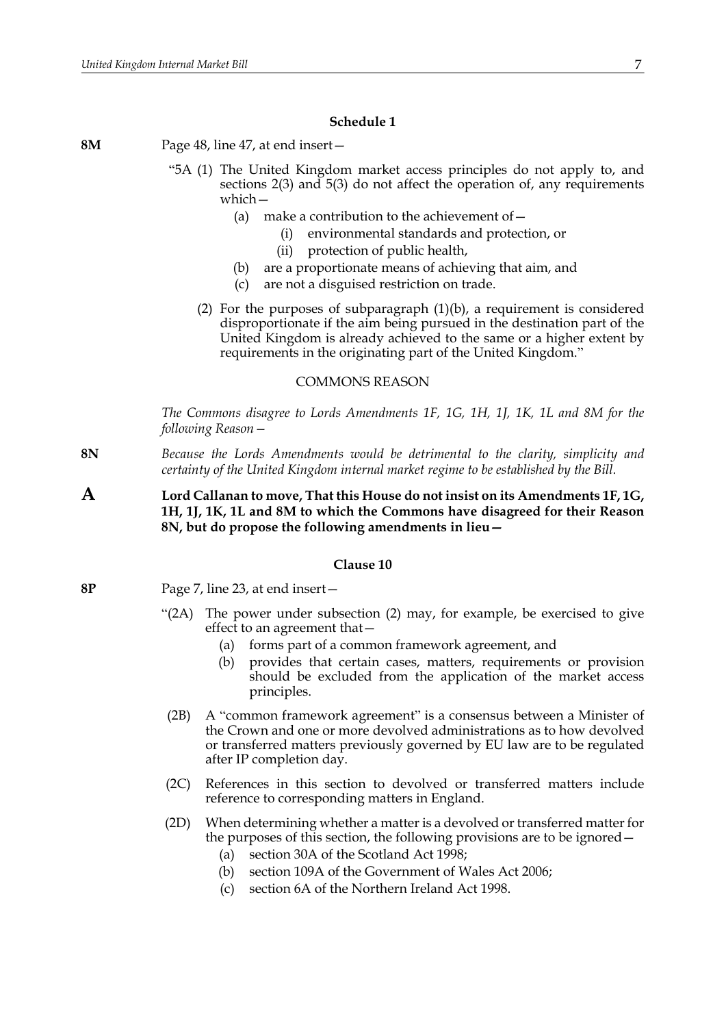### Schedule 1

**8M** Page 48, line 47, at end insert—

"5A (1) The United Kingdom market access principles do not apply to, and sections 2(3) and 5(3) do not affect the operation of, any requirements which—

(a) make a contribution to the achievement of—

(i) environmental standards and protection, or

(ii) protection of public health,

(b) are a proportionate means of achieving that aim, and

(c) are not a disguised restriction on trade.

(2) For the purposes of subparagraph (1)(b), a requirement is considered disproportionate if the aim being pursued in the destination part of the United Kingdom is already achieved to the same or a higher extent by requirements in the originating part of the United Kingdom."

COMMONS REASON

*The Commons disagree to Lords Amendments 1F, 1G, 1H, 1J, 1K, 1L and 8M for the following Reason—*

**8N** *Because the Lords Amendments would be detrimental to the clarity, simplicity and certainty of the United Kingdom internal market regime to be established by the Bill.*

**A** **Lord Callanan to move, That this House do not insist on its Amendments 1F, 1G, 1H, 1J, 1K, 1L and 8M to which the Commons have disagreed for their Reason 8N, but do propose the following amendments in lieu—**

### Clause 10

**8P** Page 7, line 23, at end insert—

"(2A) The power under subsection (2) may, for example, be exercised to give effect to an agreement that—

(a) forms part of a common framework agreement, and

(b) provides that certain cases, matters, requirements or provision should be excluded from the application of the market access principles.

(2B) A "common framework agreement" is a consensus between a Minister of the Crown and one or more devolved administrations as to how devolved or transferred matters previously governed by EU law are to be regulated after IP completion day.

(2C) References in this section to devolved or transferred matters include reference to corresponding matters in England.

(2D) When determining whether a matter is a devolved or transferred matter for the purposes of this section, the following provisions are to be ignored—

(a) section 30A of the Scotland Act 1998;

(b) section 109A of the Government of Wales Act 2006;

(c) section 6A of the Northern Ireland Act 1998.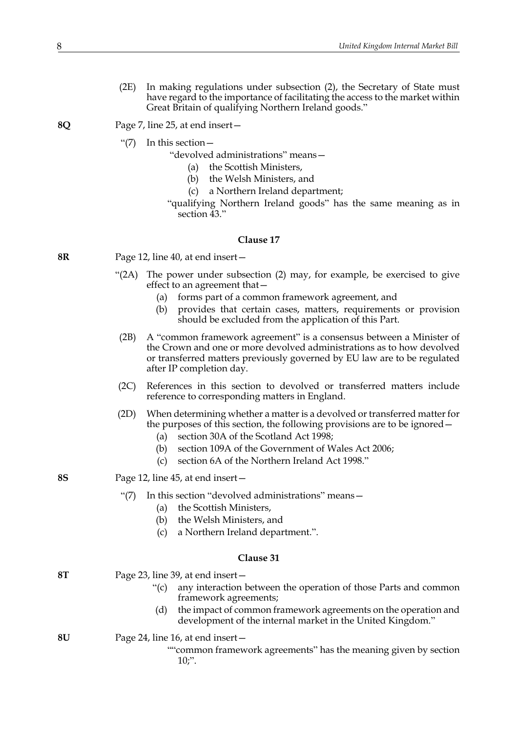(2E) In making regulations under subsection (2), the Secretary of State must have regard to the importance of facilitating the access to the market within Great Britain of qualifying Northern Ireland goods.”

**8Q** Page 7, line 25, at end insert—

“(7) In this section—

“devolved administrations” means—

(a) the Scottish Ministers,

(b) the Welsh Ministers, and

(c) a Northern Ireland department;

“qualifying Northern Ireland goods” has the same meaning as in section 43.”

### Clause 17

**8R** Page 12, line 40, at end insert—

“(2A) The power under subsection (2) may, for example, be exercised to give effect to an agreement that—

(a) forms part of a common framework agreement, and

(b) provides that certain cases, matters, requirements or provision should be excluded from the application of this Part.

(2B) A “common framework agreement” is a consensus between a Minister of the Crown and one or more devolved administrations as to how devolved or transferred matters previously governed by EU law are to be regulated after IP completion day.

(2C) References in this section to devolved or transferred matters include reference to corresponding matters in England.

(2D) When determining whether a matter is a devolved or transferred matter for the purposes of this section, the following provisions are to be ignored—

(a) section 30A of the Scotland Act 1998;

(b) section 109A of the Government of Wales Act 2006;

(c) section 6A of the Northern Ireland Act 1998.”

**8S** Page 12, line 45, at end insert—

“(7) In this section “devolved administrations” means—

(a) the Scottish Ministers,

(b) the Welsh Ministers, and

(c) a Northern Ireland department.”.

### Clause 31

**8T** Page 23, line 39, at end insert—

“(c) any interaction between the operation of those Parts and common framework agreements;

(d) the impact of common framework agreements on the operation and development of the internal market in the United Kingdom.”

**8U** Page 24, line 16, at end insert—

““common framework agreements” has the meaning given by section 10;”.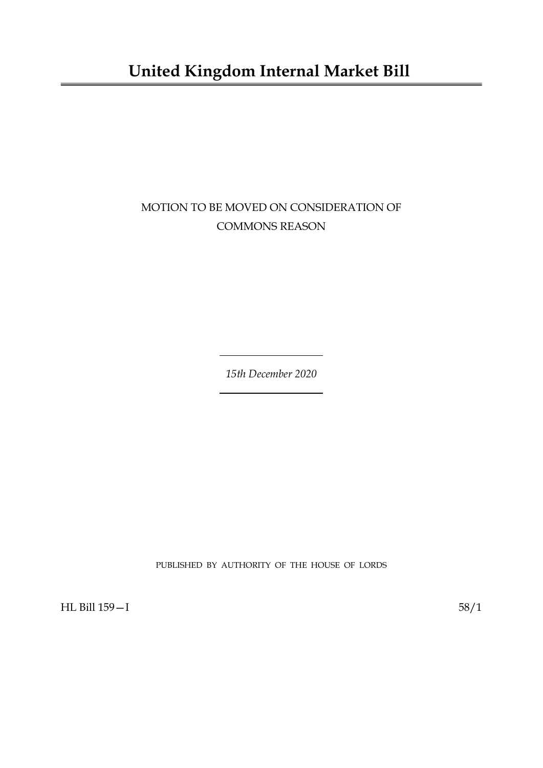# United Kingdom Internal Market Bill

MOTION TO BE MOVED ON CONSIDERATION OF COMMONS REASON

*15th December 2020*

PUBLISHED BY AUTHORITY OF THE HOUSE OF LORDS

HL Bill 159—I 58/1